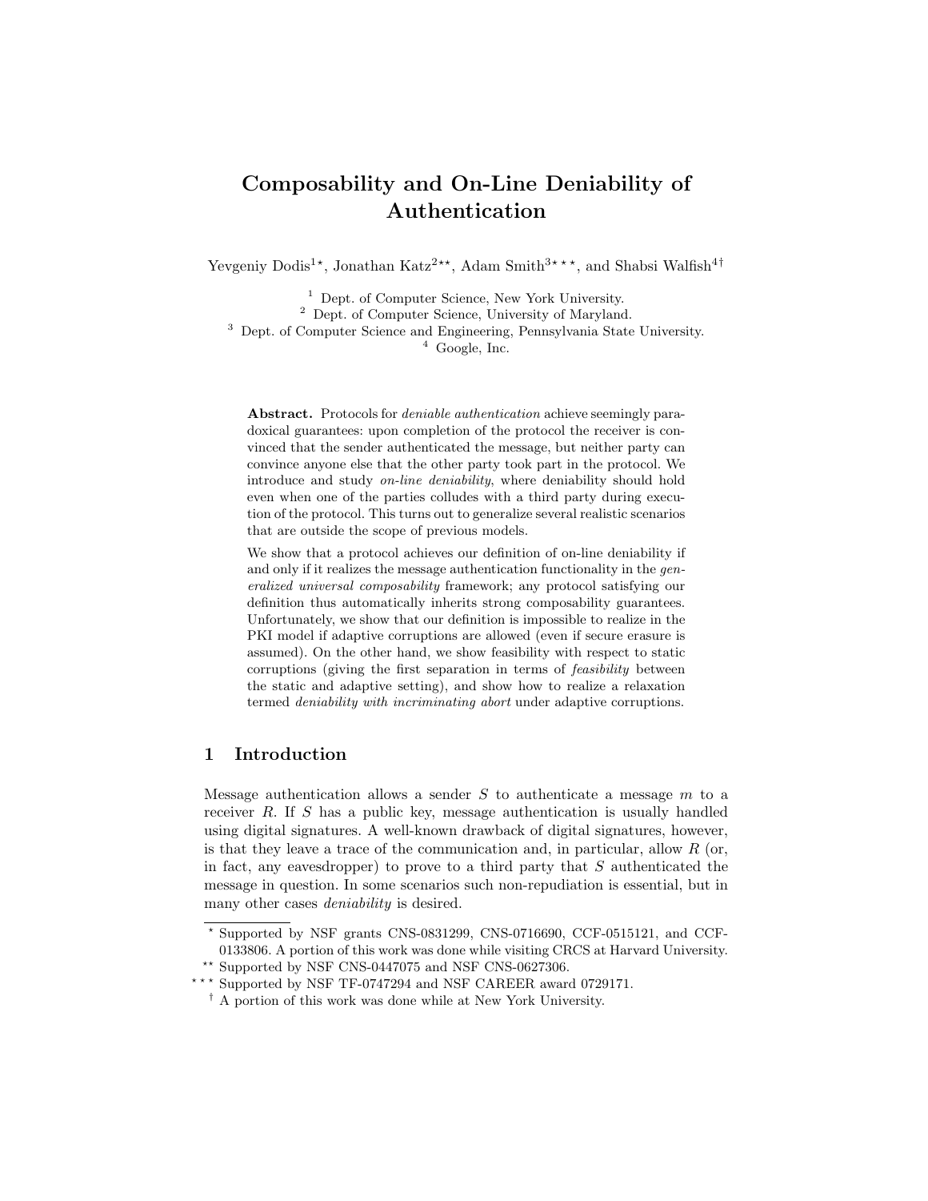# Composability and On-Line Deniability of Authentication

Yevgeniy Dodis[1*], Jonathan Katz[2**], Adam Smith[3***], and Shabsi Walfish[4†]

[1] Dept. of Computer Science, New York University.
[2] Dept. of Computer Science, University of Maryland.
[3] Dept. of Computer Science and Engineering, Pennsylvania State University.
[4] Google, Inc.

**Abstract.** Protocols for *deniable authentication* achieve seemingly paradoxical guarantees: upon completion of the protocol the receiver is convinced that the sender authenticated the message, but neither party can convince anyone else that the other party took part in the protocol. We introduce and study *on-line deniability*, where deniability should hold even when one of the parties colludes with a third party during execution of the protocol. This turns out to generalize several realistic scenarios that are outside the scope of previous models.

We show that a protocol achieves our definition of on-line deniability if and only if it realizes the message authentication functionality in the *generalized universal composability* framework; any protocol satisfying our definition thus automatically inherits strong composability guarantees. Unfortunately, we show that our definition is impossible to realize in the PKI model if adaptive corruptions are allowed (even if secure erasure is assumed). On the other hand, we show feasibility with respect to static corruptions (giving the first separation in terms of *feasibility* between the static and adaptive setting), and show how to realize a relaxation termed *deniability with incriminating abort* under adaptive corruptions.

## 1 Introduction

Message authentication allows a sender $S$ to authenticate a message $m$ to a receiver $R$. If $S$ has a public key, message authentication is usually handled using digital signatures. A well-known drawback of digital signatures, however, is that they leave a trace of the communication and, in particular, allow $R$ (or, in fact, any eavesdropper) to prove to a third party that $S$ authenticated the message in question. In some scenarios such non-repudiation is essential, but in many other cases *deniability* is desired.

* Supported by NSF grants CNS-0831299, CNS-0716690, CCF-0515121, and CCF-0133806. A portion of this work was done while visiting CRCS at Harvard University.

** Supported by NSF CNS-0447075 and NSF CNS-0627306.

*** Supported by NSF TF-0747294 and NSF CAREER award 0729171.

† A portion of this work was done while at New York University.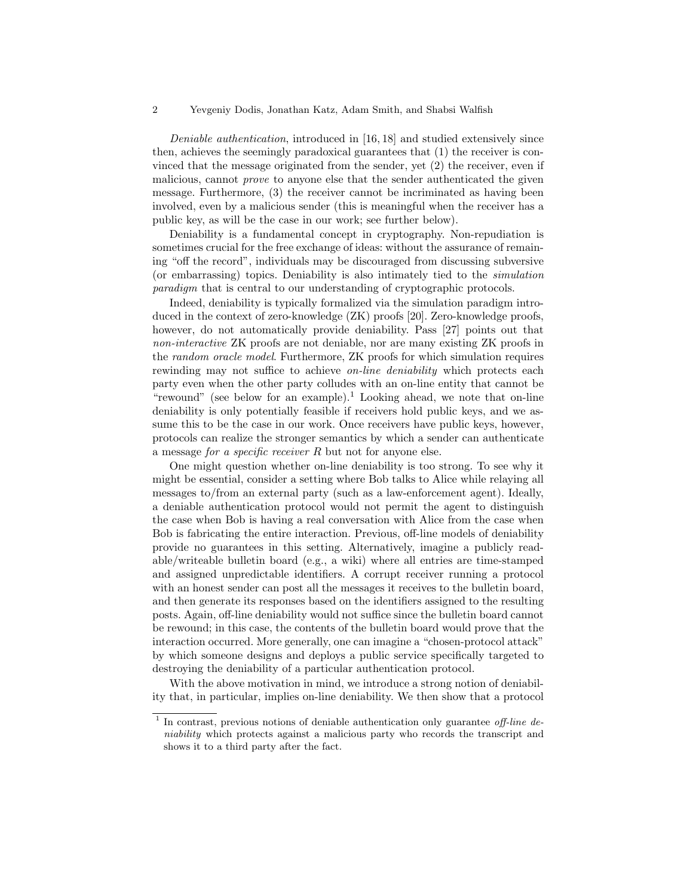*Deniable authentication*, introduced in [16, 18] and studied extensively since then, achieves the seemingly paradoxical guarantees that (1) the receiver is convinced that the message originated from the sender, yet (2) the receiver, even if malicious, cannot *prove* to anyone else that the sender authenticated the given message. Furthermore, (3) the receiver cannot be incriminated as having been involved, even by a malicious sender (this is meaningful when the receiver has a public key, as will be the case in our work; see further below).

Deniability is a fundamental concept in cryptography. Non-repudiation is sometimes crucial for the free exchange of ideas: without the assurance of remaining "off the record", individuals may be discouraged from discussing subversive (or embarrassing) topics. Deniability is also intimately tied to the *simulation paradigm* that is central to our understanding of cryptographic protocols.

Indeed, deniability is typically formalized via the simulation paradigm introduced in the context of zero-knowledge (ZK) proofs [20]. Zero-knowledge proofs, however, do not automatically provide deniability. Pass [27] points out that *non-interactive* ZK proofs are not deniable, nor are many existing ZK proofs in the *random oracle model*. Furthermore, ZK proofs for which simulation requires rewinding may not suffice to achieve *on-line deniability* which protects each party even when the other party colludes with an on-line entity that cannot be "rewound" (see below for an example).[1] Looking ahead, we note that on-line deniability is only potentially feasible if receivers hold public keys, and we assume this to be the case in our work. Once receivers have public keys, however, protocols can realize the stronger semantics by which a sender can authenticate a message *for a specific receiver R* but not for anyone else.

One might question whether on-line deniability is too strong. To see why it might be essential, consider a setting where Bob talks to Alice while relaying all messages to/from an external party (such as a law-enforcement agent). Ideally, a deniable authentication protocol would not permit the agent to distinguish the case when Bob is having a real conversation with Alice from the case when Bob is fabricating the entire interaction. Previous, off-line models of deniability provide no guarantees in this setting. Alternatively, imagine a publicly readable/writeable bulletin board (e.g., a wiki) where all entries are time-stamped and assigned unpredictable identifiers. A corrupt receiver running a protocol with an honest sender can post all the messages it receives to the bulletin board, and then generate its responses based on the identifiers assigned to the resulting posts. Again, off-line deniability would not suffice since the bulletin board cannot be rewound; in this case, the contents of the bulletin board would prove that the interaction occurred. More generally, one can imagine a "chosen-protocol attack" by which someone designs and deploys a public service specifically targeted to destroying the deniability of a particular authentication protocol.

With the above motivation in mind, we introduce a strong notion of deniability that, in particular, implies on-line deniability. We then show that a protocol

[1] In contrast, previous notions of deniable authentication only guarantee *off-line deniability* which protects against a malicious party who records the transcript and shows it to a third party after the fact.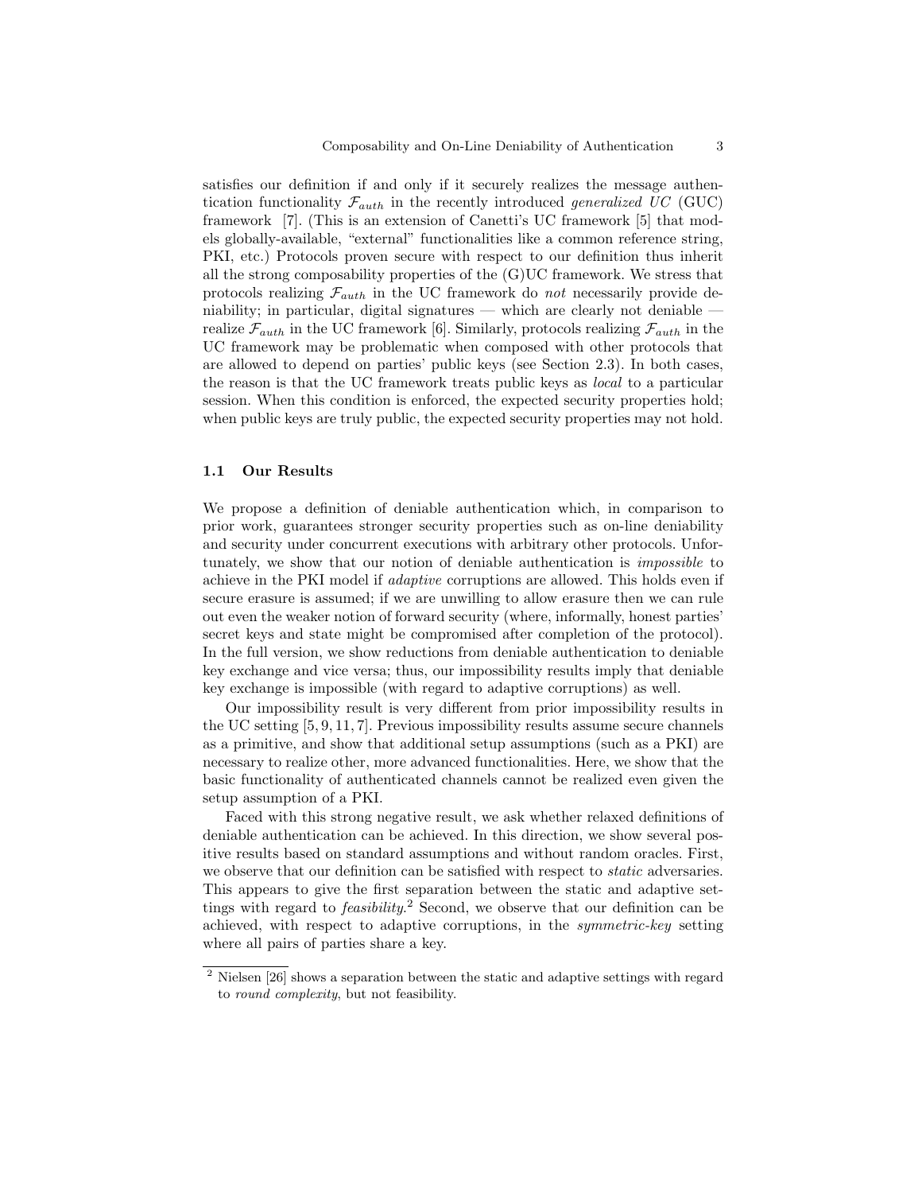satisfies our definition if and only if it securely realizes the message authentication functionality $\mathcal{F}_{auth}$ in the recently introduced *generalized UC* (GUC) framework [7]. (This is an extension of Canetti's UC framework [5] that models globally-available, "external" functionalities like a common reference string, PKI, etc.) Protocols proven secure with respect to our definition thus inherit all the strong composability properties of the (G)UC framework. We stress that protocols realizing $\mathcal{F}_{auth}$ in the UC framework do *not* necessarily provide deniability; in particular, digital signatures — which are clearly not deniable — realize $\mathcal{F}_{auth}$ in the UC framework [6]. Similarly, protocols realizing $\mathcal{F}_{auth}$ in the UC framework may be problematic when composed with other protocols that are allowed to depend on parties' public keys (see Section 2.3). In both cases, the reason is that the UC framework treats public keys as *local* to a particular session. When this condition is enforced, the expected security properties hold; when public keys are truly public, the expected security properties may not hold.

### 1.1 Our Results

We propose a definition of deniable authentication which, in comparison to prior work, guarantees stronger security properties such as on-line deniability and security under concurrent executions with arbitrary other protocols. Unfortunately, we show that our notion of deniable authentication is *impossible* to achieve in the PKI model if *adaptive* corruptions are allowed. This holds even if secure erasure is assumed; if we are unwilling to allow erasure then we can rule out even the weaker notion of forward security (where, informally, honest parties' secret keys and state might be compromised after completion of the protocol). In the full version, we show reductions from deniable authentication to deniable key exchange and vice versa; thus, our impossibility results imply that deniable key exchange is impossible (with regard to adaptive corruptions) as well.

Our impossibility result is very different from prior impossibility results in the UC setting [5, 9, 11, 7]. Previous impossibility results assume secure channels as a primitive, and show that additional setup assumptions (such as a PKI) are necessary to realize other, more advanced functionalities. Here, we show that the basic functionality of authenticated channels cannot be realized even given the setup assumption of a PKI.

Faced with this strong negative result, we ask whether relaxed definitions of deniable authentication can be achieved. In this direction, we show several positive results based on standard assumptions and without random oracles. First, we observe that our definition can be satisfied with respect to *static* adversaries. This appears to give the first separation between the static and adaptive settings with regard to *feasibility*.[2] Second, we observe that our definition can be achieved, with respect to adaptive corruptions, in the *symmetric-key* setting where all pairs of parties share a key.

[2] Nielsen [26] shows a separation between the static and adaptive settings with regard to *round complexity*, but not feasibility.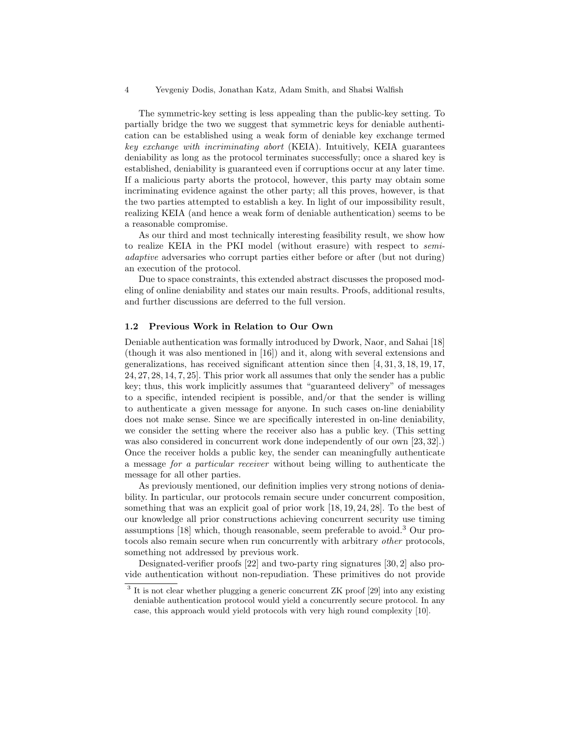The symmetric-key setting is less appealing than the public-key setting. To partially bridge the two we suggest that symmetric keys for deniable authentication can be established using a weak form of deniable key exchange termed *key exchange with incriminating abort* (KEIA). Intuitively, KEIA guarantees deniability as long as the protocol terminates successfully; once a shared key is established, deniability is guaranteed even if corruptions occur at any later time. If a malicious party aborts the protocol, however, this party may obtain some incriminating evidence against the other party; all this proves, however, is that the two parties attempted to establish a key. In light of our impossibility result, realizing KEIA (and hence a weak form of deniable authentication) seems to be a reasonable compromise.

As our third and most technically interesting feasibility result, we show how to realize KEIA in the PKI model (without erasure) with respect to *semi-adaptive* adversaries who corrupt parties either before or after (but not during) an execution of the protocol.

Due to space constraints, this extended abstract discusses the proposed modeling of online deniability and states our main results. Proofs, additional results, and further discussions are deferred to the full version.

### 1.2 Previous Work in Relation to Our Own

Deniable authentication was formally introduced by Dwork, Naor, and Sahai [18] (though it was also mentioned in [16]) and it, along with several extensions and generalizations, has received significant attention since then [4, 31, 3, 18, 19, 17, 24, 27, 28, 14, 7, 25]. This prior work all assumes that only the sender has a public key; thus, this work implicitly assumes that "guaranteed delivery" of messages to a specific, intended recipient is possible, and/or that the sender is willing to authenticate a given message for anyone. In such cases on-line deniability does not make sense. Since we are specifically interested in on-line deniability, we consider the setting where the receiver also has a public key. (This setting was also considered in concurrent work done independently of our own [23, 32].) Once the receiver holds a public key, the sender can meaningfully authenticate a message *for a particular receiver* without being willing to authenticate the message for all other parties.

As previously mentioned, our definition implies very strong notions of deniability. In particular, our protocols remain secure under concurrent composition, something that was an explicit goal of prior work [18, 19, 24, 28]. To the best of our knowledge all prior constructions achieving concurrent security use timing assumptions [18] which, though reasonable, seem preferable to avoid.[3] Our protocols also remain secure when run concurrently with arbitrary *other* protocols, something not addressed by previous work.

Designated-verifier proofs [22] and two-party ring signatures [30, 2] also provide authentication without non-repudiation. These primitives do not provide

[3] It is not clear whether plugging a generic concurrent ZK proof [29] into any existing deniable authentication protocol would yield a concurrently secure protocol. In any case, this approach would yield protocols with very high round complexity [10].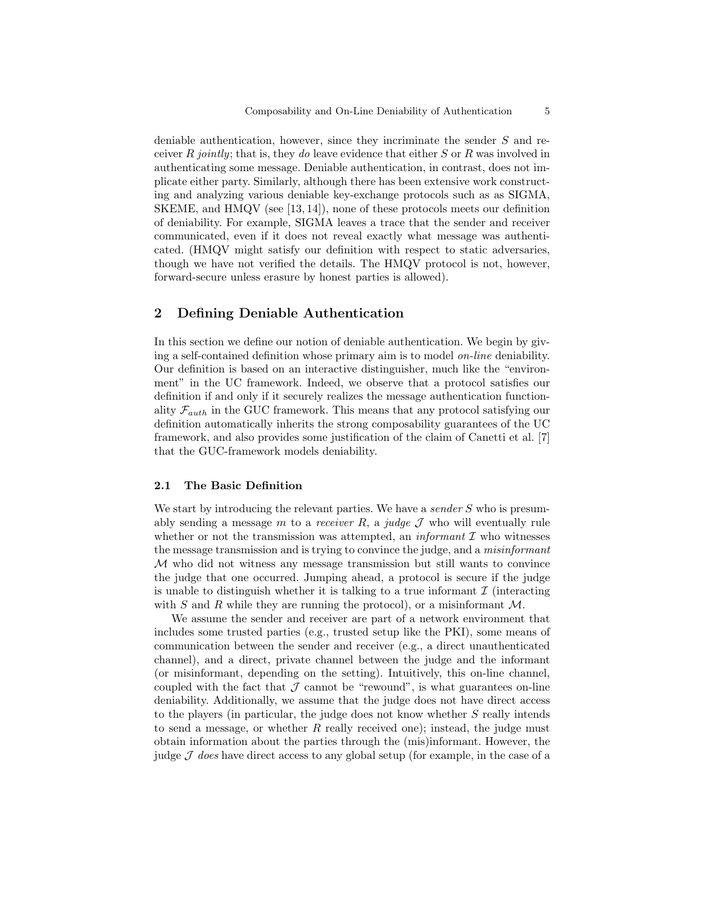deniable authentication, however, since they incriminate the sender $S$ and receiver $R$ *jointly*; that is, they *do* leave evidence that either $S$ or $R$ was involved in authenticating some message. Deniable authentication, in contrast, does not implicate either party. Similarly, although there has been extensive work constructing and analyzing various deniable key-exchange protocols such as as SIGMA, SKEME, and HMQV (see [13, 14]), none of these protocols meets our definition of deniability. For example, SIGMA leaves a trace that the sender and receiver communicated, even if it does not reveal exactly what message was authenticated. (HMQV might satisfy our definition with respect to static adversaries, though we have not verified the details. The HMQV protocol is not, however, forward-secure unless erasure by honest parties is allowed).

## 2 Defining Deniable Authentication

In this section we define our notion of deniable authentication. We begin by giving a self-contained definition whose primary aim is to model *on-line* deniability. Our definition is based on an interactive distinguisher, much like the "environment" in the UC framework. Indeed, we observe that a protocol satisfies our definition if and only if it securely realizes the message authentication functionality $\mathcal{F}_{auth}$ in the GUC framework. This means that any protocol satisfying our definition automatically inherits the strong composability guarantees of the UC framework, and also provides some justification of the claim of Canetti et al. [7] that the GUC-framework models deniability.

### 2.1 The Basic Definition

We start by introducing the relevant parties. We have a *sender* $S$ who is presumably sending a message $m$ to a *receiver* $R$, a *judge* $\mathcal{J}$ who will eventually rule whether or not the transmission was attempted, an *informant* $\mathcal{I}$ who witnesses the message transmission and is trying to convince the judge, and a *misinformant* $\mathcal{M}$ who did not witness any message transmission but still wants to convince the judge that one occurred. Jumping ahead, a protocol is secure if the judge is unable to distinguish whether it is talking to a true informant $\mathcal{I}$ (interacting with $S$ and $R$ while they are running the protocol), or a misinformant $\mathcal{M}$.

We assume the sender and receiver are part of a network environment that includes some trusted parties (e.g., trusted setup like the PKI), some means of communication between the sender and receiver (e.g., a direct unauthenticated channel), and a direct, private channel between the judge and the informant (or misinformant, depending on the setting). Intuitively, this on-line channel, coupled with the fact that $\mathcal{J}$ cannot be "rewound", is what guarantees on-line deniability. Additionally, we assume that the judge does not have direct access to the players (in particular, the judge does not know whether $S$ really intends to send a message, or whether $R$ really received one); instead, the judge must obtain information about the parties through the (mis)informant. However, the judge $\mathcal{J}$ *does* have direct access to any global setup (for example, in the case of a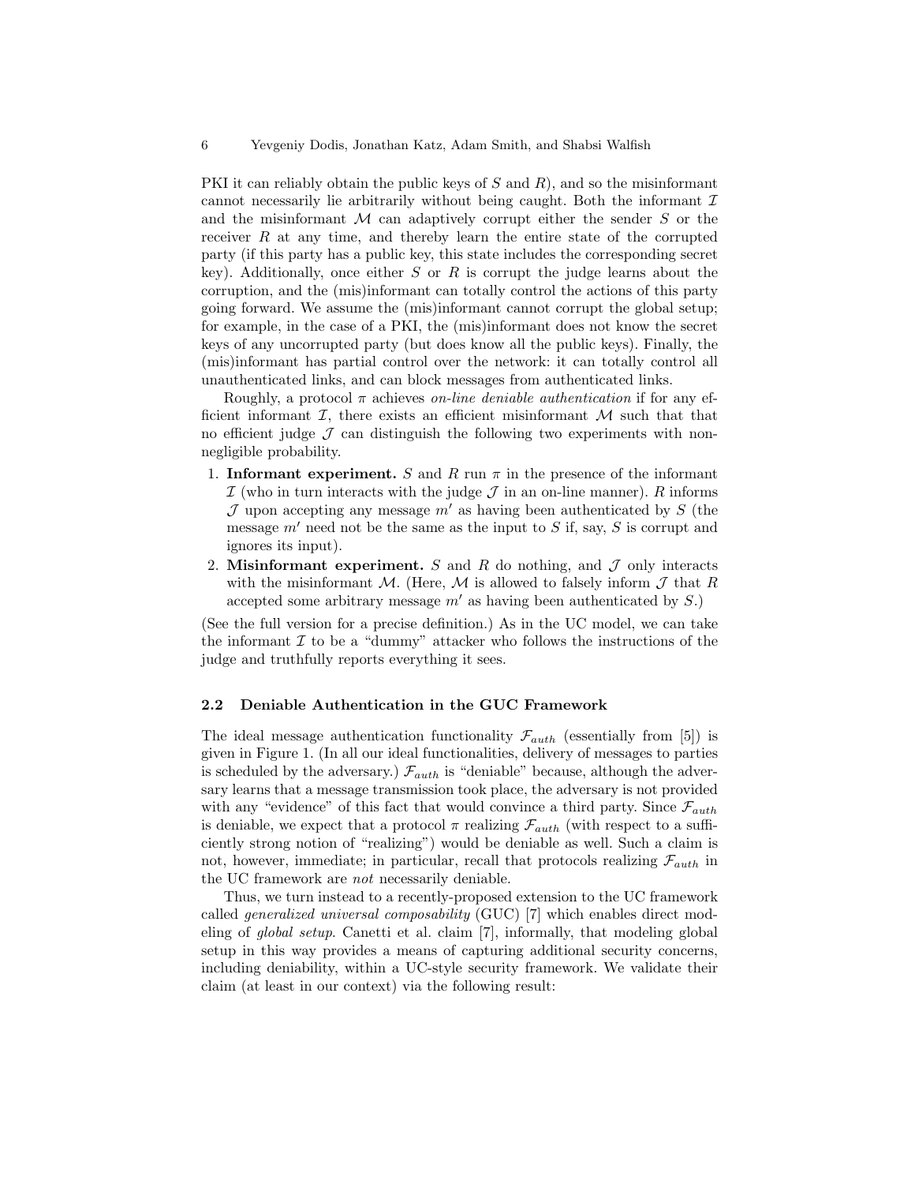PKI it can reliably obtain the public keys of $S$ and $R$), and so the misinformant cannot necessarily lie arbitrarily without being caught. Both the informant $\mathcal{I}$ and the misinformant $\mathcal{M}$ can adaptively corrupt either the sender $S$ or the receiver $R$ at any time, and thereby learn the entire state of the corrupted party (if this party has a public key, this state includes the corresponding secret key). Additionally, once either $S$ or $R$ is corrupt the judge learns about the corruption, and the (mis)informant can totally control the actions of this party going forward. We assume the (mis)informant cannot corrupt the global setup; for example, in the case of a PKI, the (mis)informant does not know the secret keys of any uncorrupted party (but does know all the public keys). Finally, the (mis)informant has partial control over the network: it can totally control all unauthenticated links, and can block messages from authenticated links.

Roughly, a protocol $\pi$ achieves *on-line deniable authentication* if for any efficient informant $\mathcal{I}$, there exists an efficient misinformant $\mathcal{M}$ such that that no efficient judge $\mathcal{J}$ can distinguish the following two experiments with non-negligible probability.

1. **Informant experiment.** $S$ and $R$ run $\pi$ in the presence of the informant $\mathcal{I}$ (who in turn interacts with the judge $\mathcal{J}$ in an on-line manner). $R$ informs $\mathcal{J}$ upon accepting any message $m'$ as having been authenticated by $S$ (the message $m'$ need not be the same as the input to $S$ if, say, $S$ is corrupt and ignores its input).
2. **Misinformant experiment.** $S$ and $R$ do nothing, and $\mathcal{J}$ only interacts with the misinformant $\mathcal{M}$. (Here, $\mathcal{M}$ is allowed to falsely inform $\mathcal{J}$ that $R$ accepted some arbitrary message $m'$ as having been authenticated by $S$.)

(See the full version for a precise definition.) As in the UC model, we can take the informant $\mathcal{I}$ to be a "dummy" attacker who follows the instructions of the judge and truthfully reports everything it sees.

### 2.2 Deniable Authentication in the GUC Framework

The ideal message authentication functionality $\mathcal{F}_{auth}$ (essentially from [5]) is given in Figure 1. (In all our ideal functionalities, delivery of messages to parties is scheduled by the adversary.) $\mathcal{F}_{auth}$ is "deniable" because, although the adversary learns that a message transmission took place, the adversary is not provided with any "evidence" of this fact that would convince a third party. Since $\mathcal{F}_{auth}$ is deniable, we expect that a protocol $\pi$ realizing $\mathcal{F}_{auth}$ (with respect to a sufficiently strong notion of "realizing") would be deniable as well. Such a claim is not, however, immediate; in particular, recall that protocols realizing $\mathcal{F}_{auth}$ in the UC framework are *not* necessarily deniable.

Thus, we turn instead to a recently-proposed extension to the UC framework called *generalized universal composability* (GUC) [7] which enables direct modeling of *global setup*. Canetti et al. claim [7], informally, that modeling global setup in this way provides a means of capturing additional security concerns, including deniability, within a UC-style security framework. We validate their claim (at least in our context) via the following result: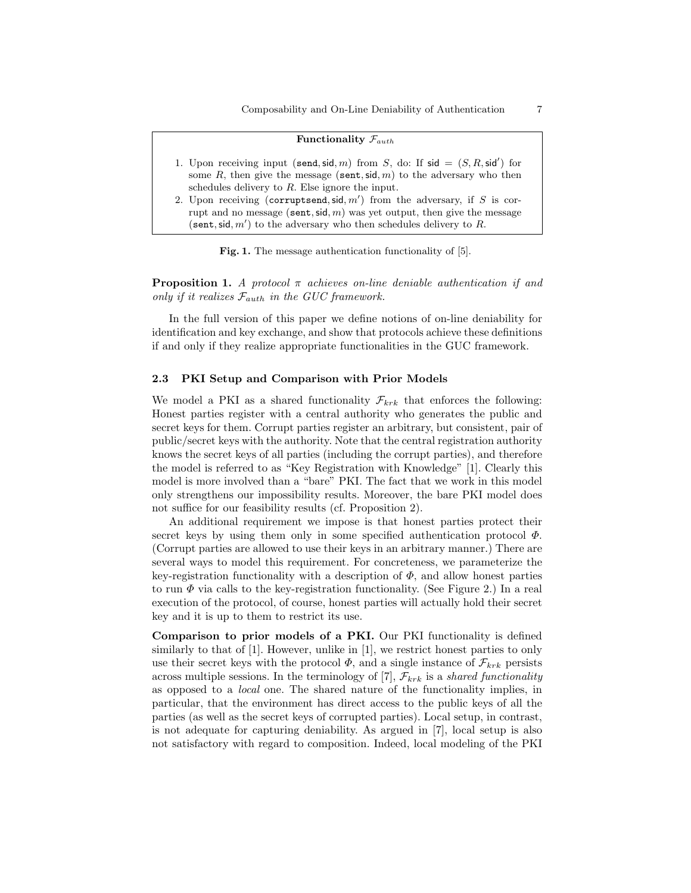**Functionality $\mathcal{F}_{auth}$**

1. Upon receiving input $(\mathtt{send}, \mathsf{sid}, m)$ from $S$, do: If $\mathsf{sid} = (S, R, \mathsf{sid}')$ for some $R$, then give the message $(\mathtt{sent}, \mathsf{sid}, m)$ to the adversary who then schedules delivery to $R$. Else ignore the input.
2. Upon receiving $(\mathtt{corruptsend}, \mathsf{sid}, m')$ from the adversary, if $S$ is corrupt and no message $(\mathtt{sent}, \mathsf{sid}, m)$ was yet output, then give the message $(\mathtt{sent}, \mathsf{sid}, m')$ to the adversary who then schedules delivery to $R$.

**Fig. 1.** The message authentication functionality of [5].

**Proposition 1.** *A protocol $\pi$ achieves on-line deniable authentication if and only if it realizes $\mathcal{F}_{auth}$ in the GUC framework.*

In the full version of this paper we define notions of on-line deniability for identification and key exchange, and show that protocols achieve these definitions if and only if they realize appropriate functionalities in the GUC framework.

### 2.3 PKI Setup and Comparison with Prior Models

We model a PKI as a shared functionality $\mathcal{F}_{krk}$ that enforces the following: Honest parties register with a central authority who generates the public and secret keys for them. Corrupt parties register an arbitrary, but consistent, pair of public/secret keys with the authority. Note that the central registration authority knows the secret keys of all parties (including the corrupt parties), and therefore the model is referred to as "Key Registration with Knowledge" [1]. Clearly this model is more involved than a "bare" PKI. The fact that we work in this model only strengthens our impossibility results. Moreover, the bare PKI model does not suffice for our feasibility results (cf. Proposition 2).

An additional requirement we impose is that honest parties protect their secret keys by using them only in some specified authentication protocol $\Phi$. (Corrupt parties are allowed to use their keys in an arbitrary manner.) There are several ways to model this requirement. For concreteness, we parameterize the key-registration functionality with a description of $\Phi$, and allow honest parties to run $\Phi$ via calls to the key-registration functionality. (See Figure 2.) In a real execution of the protocol, of course, honest parties will actually hold their secret key and it is up to them to restrict its use.

**Comparison to prior models of a PKI.** Our PKI functionality is defined similarly to that of [1]. However, unlike in [1], we restrict honest parties to only use their secret keys with the protocol $\Phi$, and a single instance of $\mathcal{F}_{krk}$ persists across multiple sessions. In the terminology of [7], $\mathcal{F}_{krk}$ is a *shared functionality* as opposed to a *local* one. The shared nature of the functionality implies, in particular, that the environment has direct access to the public keys of all the parties (as well as the secret keys of corrupted parties). Local setup, in contrast, is not adequate for capturing deniability. As argued in [7], local setup is also not satisfactory with regard to composition. Indeed, local modeling of the PKI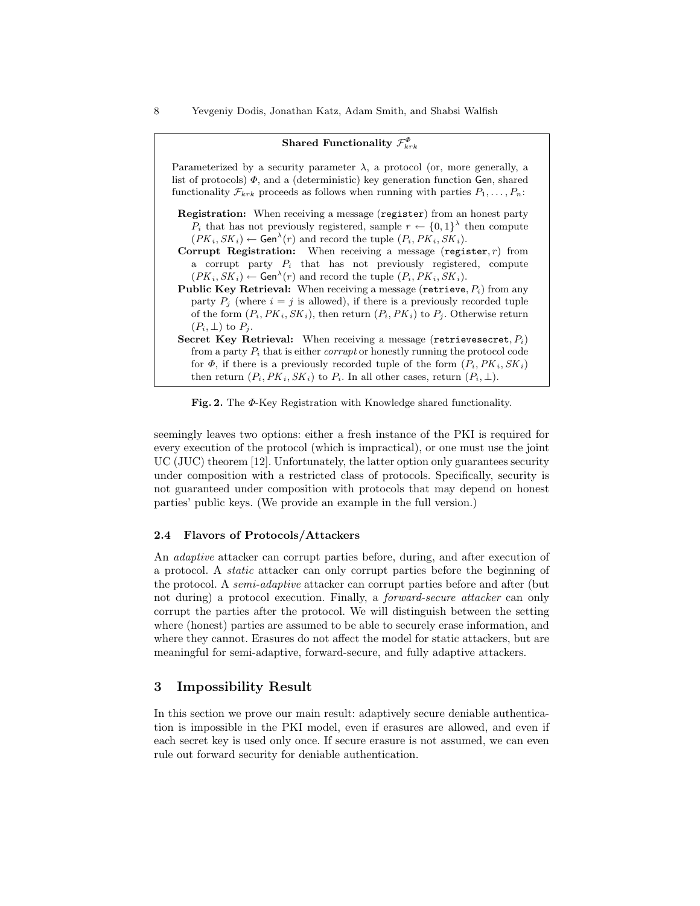**Shared Functionality $\mathcal{F}_{krk}^{\Phi}$**

Parameterized by a security parameter $\lambda$, a protocol (or, more generally, a list of protocols) $\Phi$, and a (deterministic) key generation function $\mathsf{Gen}$, shared functionality $\mathcal{F}_{krk}$ proceeds as follows when running with parties $P_1, \ldots, P_n$:

**Registration:** When receiving a message (`register`) from an honest party $P_i$ that has not previously registered, sample $r \leftarrow \{0,1\}^\lambda$ then compute $(PK_i, SK_i) \leftarrow \mathsf{Gen}^\lambda(r)$ and record the tuple $(P_i, PK_i, SK_i)$.

**Corrupt Registration:** When receiving a message $(\texttt{register}, r)$ from a corrupt party $P_i$ that has not previously registered, compute $(PK_i, SK_i) \leftarrow \mathsf{Gen}^\lambda(r)$ and record the tuple $(P_i, PK_i, SK_i)$.

**Public Key Retrieval:** When receiving a message $(\texttt{retrieve}, P_i)$ from any party $P_j$ (where $i = j$ is allowed), if there is a previously recorded tuple of the form $(P_i, PK_i, SK_i)$, then return $(P_i, PK_i)$ to $P_j$. Otherwise return $(P_i, \perp)$ to $P_j$.

**Secret Key Retrieval:** When receiving a message $(\texttt{retrievesecret}, P_i)$ from a party $P_i$ that is either *corrupt* or honestly running the protocol code for $\Phi$, if there is a previously recorded tuple of the form $(P_i, PK_i, SK_i)$ then return $(P_i, PK_i, SK_i)$ to $P_i$. In all other cases, return $(P_i, \perp)$.

**Fig. 2.** The $\Phi$-Key Registration with Knowledge shared functionality.

seemingly leaves two options: either a fresh instance of the PKI is required for every execution of the protocol (which is impractical), or one must use the joint UC (JUC) theorem [12]. Unfortunately, the latter option only guarantees security under composition with a restricted class of protocols. Specifically, security is not guaranteed under composition with protocols that may depend on honest parties' public keys. (We provide an example in the full version.)

### 2.4 Flavors of Protocols/Attackers

An *adaptive* attacker can corrupt parties before, during, and after execution of a protocol. A *static* attacker can only corrupt parties before the beginning of the protocol. A *semi-adaptive* attacker can corrupt parties before and after (but not during) a protocol execution. Finally, a *forward-secure attacker* can only corrupt the parties after the protocol. We will distinguish between the setting where (honest) parties are assumed to be able to securely erase information, and where they cannot. Erasures do not affect the model for static attackers, but are meaningful for semi-adaptive, forward-secure, and fully adaptive attackers.

## 3 Impossibility Result

In this section we prove our main result: adaptively secure deniable authentication is impossible in the PKI model, even if erasures are allowed, and even if each secret key is used only once. If secure erasure is not assumed, we can even rule out forward security for deniable authentication.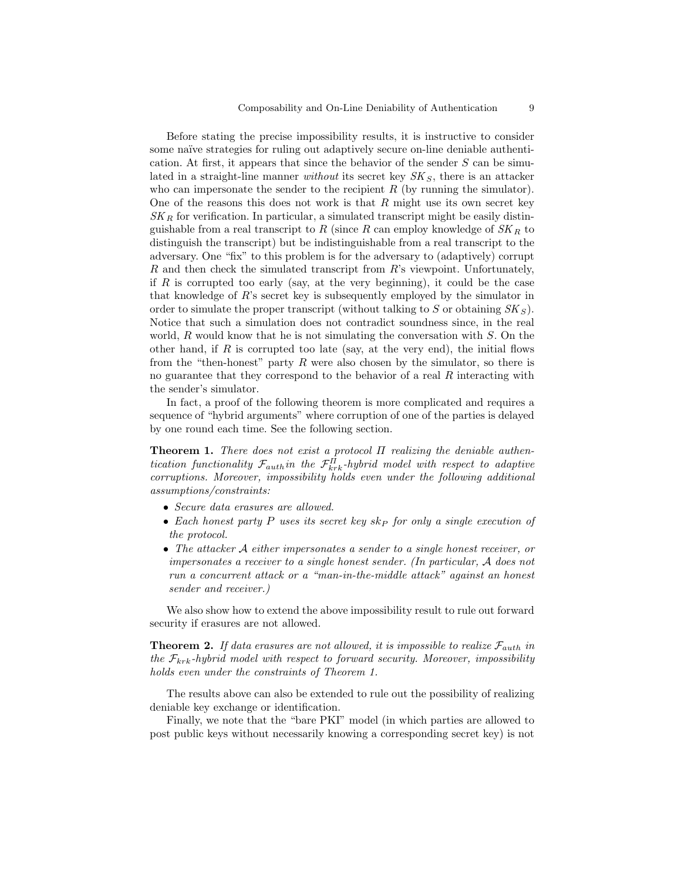Before stating the precise impossibility results, it is instructive to consider some naïve strategies for ruling out adaptively secure on-line deniable authentication. At first, it appears that since the behavior of the sender $S$ can be simulated in a straight-line manner *without* its secret key $SK_S$, there is an attacker who can impersonate the sender to the recipient $R$ (by running the simulator). One of the reasons this does not work is that $R$ might use its own secret key $SK_R$ for verification. In particular, a simulated transcript might be easily distinguishable from a real transcript to $R$ (since $R$ can employ knowledge of $SK_R$ to distinguish the transcript) but be indistinguishable from a real transcript to the adversary. One "fix" to this problem is for the adversary to (adaptively) corrupt $R$ and then check the simulated transcript from $R$'s viewpoint. Unfortunately, if $R$ is corrupted too early (say, at the very beginning), it could be the case that knowledge of $R$'s secret key is subsequently employed by the simulator in order to simulate the proper transcript (without talking to $S$ or obtaining $SK_S$). Notice that such a simulation does not contradict soundness since, in the real world, $R$ would know that he is not simulating the conversation with $S$. On the other hand, if $R$ is corrupted too late (say, at the very end), the initial flows from the "then-honest" party $R$ were also chosen by the simulator, so there is no guarantee that they correspond to the behavior of a real $R$ interacting with the sender's simulator.

In fact, a proof of the following theorem is more complicated and requires a sequence of "hybrid arguments" where corruption of one of the parties is delayed by one round each time. See the following section.

**Theorem 1.** *There does not exist a protocol $\Pi$ realizing the deniable authentication functionality $\mathcal{F}_{auth}$ in the $\mathcal{F}^{\Pi}_{krk}$-hybrid model with respect to adaptive corruptions. Moreover, impossibility holds even under the following additional assumptions/constraints:*

- *Secure data erasures are allowed.*
- *Each honest party $P$ uses its secret key $sk_P$ for only a single execution of the protocol.*
- *The attacker $\mathcal{A}$ either impersonates a sender to a single honest receiver, or impersonates a receiver to a single honest sender. (In particular, $\mathcal{A}$ does not run a concurrent attack or a "man-in-the-middle attack" against an honest sender and receiver.)*

We also show how to extend the above impossibility result to rule out forward security if erasures are not allowed.

**Theorem 2.** *If data erasures are not allowed, it is impossible to realize $\mathcal{F}_{auth}$ in the $\mathcal{F}_{krk}$-hybrid model with respect to forward security. Moreover, impossibility holds even under the constraints of Theorem 1.*

The results above can also be extended to rule out the possibility of realizing deniable key exchange or identification.

Finally, we note that the "bare PKI" model (in which parties are allowed to post public keys without necessarily knowing a corresponding secret key) is not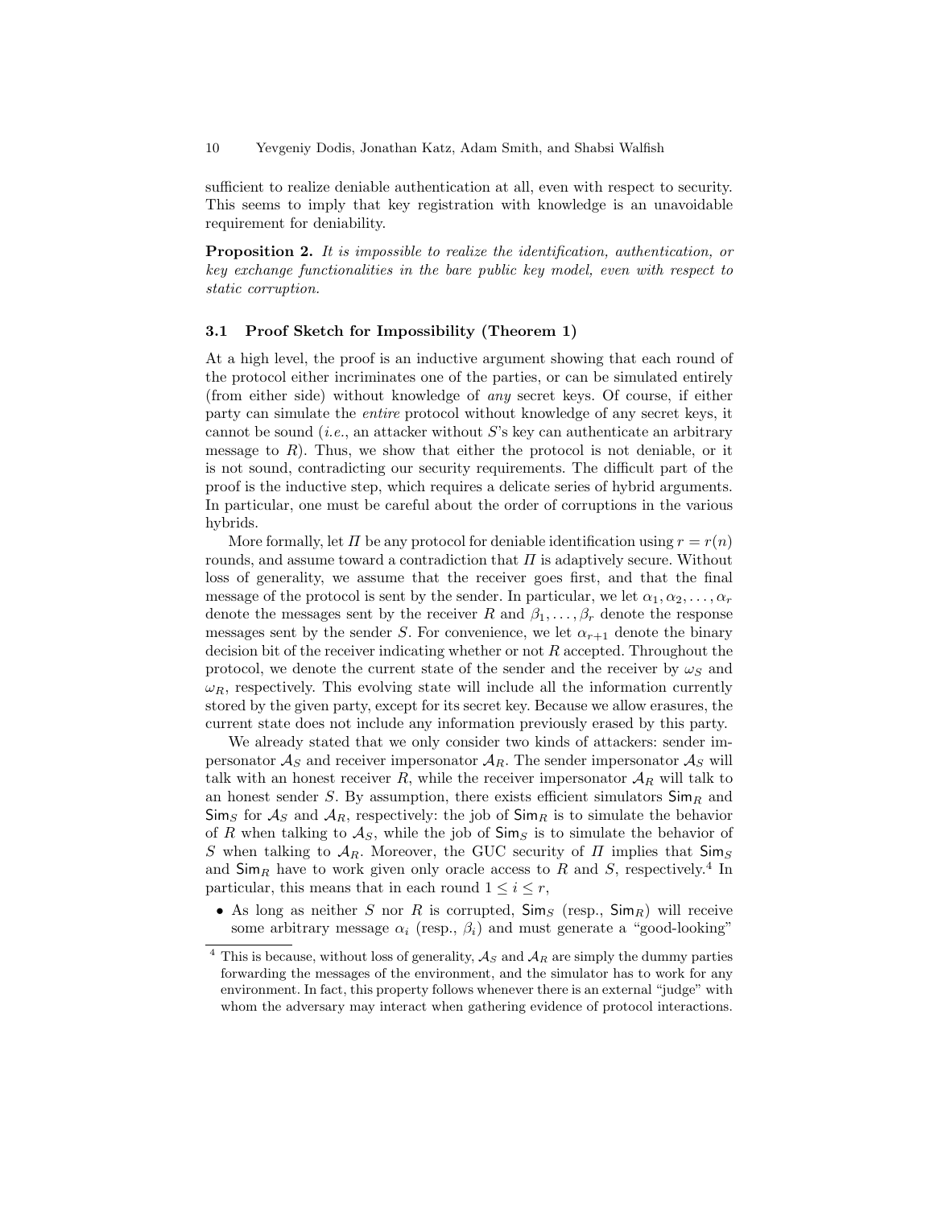sufficient to realize deniable authentication at all, even with respect to security. This seems to imply that key registration with knowledge is an unavoidable requirement for deniability.

**Proposition 2.** *It is impossible to realize the identification, authentication, or key exchange functionalities in the bare public key model, even with respect to static corruption.*

### 3.1 Proof Sketch for Impossibility (Theorem 1)

At a high level, the proof is an inductive argument showing that each round of the protocol either incriminates one of the parties, or can be simulated entirely (from either side) without knowledge of *any* secret keys. Of course, if either party can simulate the *entire* protocol without knowledge of any secret keys, it cannot be sound (*i.e.*, an attacker without $S$'s key can authenticate an arbitrary message to $R$). Thus, we show that either the protocol is not deniable, or it is not sound, contradicting our security requirements. The difficult part of the proof is the inductive step, which requires a delicate series of hybrid arguments. In particular, one must be careful about the order of corruptions in the various hybrids.

More formally, let $\Pi$ be any protocol for deniable identification using $r = r(n)$ rounds, and assume toward a contradiction that $\Pi$ is adaptively secure. Without loss of generality, we assume that the receiver goes first, and that the final message of the protocol is sent by the sender. In particular, we let $\alpha_1, \alpha_2, \ldots, \alpha_r$ denote the messages sent by the receiver $R$ and $\beta_1, \ldots, \beta_r$ denote the response messages sent by the sender $S$. For convenience, we let $\alpha_{r+1}$ denote the binary decision bit of the receiver indicating whether or not $R$ accepted. Throughout the protocol, we denote the current state of the sender and the receiver by $\omega_S$ and $\omega_R$, respectively. This evolving state will include all the information currently stored by the given party, except for its secret key. Because we allow erasures, the current state does not include any information previously erased by this party.

We already stated that we only consider two kinds of attackers: sender impersonator $\mathcal{A}_S$ and receiver impersonator $\mathcal{A}_R$. The sender impersonator $\mathcal{A}_S$ will talk with an honest receiver $R$, while the receiver impersonator $\mathcal{A}_R$ will talk to an honest sender $S$. By assumption, there exists efficient simulators $\mathsf{Sim}_R$ and $\mathsf{Sim}_S$ for $\mathcal{A}_S$ and $\mathcal{A}_R$, respectively: the job of $\mathsf{Sim}_R$ is to simulate the behavior of $R$ when talking to $\mathcal{A}_S$, while the job of $\mathsf{Sim}_S$ is to simulate the behavior of $S$ when talking to $\mathcal{A}_R$. Moreover, the GUC security of $\Pi$ implies that $\mathsf{Sim}_S$ and $\mathsf{Sim}_R$ have to work given only oracle access to $R$ and $S$, respectively.[4] In particular, this means that in each round $1 \leq i \leq r$,

- As long as neither $S$ nor $R$ is corrupted, $\mathsf{Sim}_S$ (resp., $\mathsf{Sim}_R$) will receive some arbitrary message $\alpha_i$ (resp., $\beta_i$) and must generate a "good-looking"

[4] This is because, without loss of generality, $\mathcal{A}_S$ and $\mathcal{A}_R$ are simply the dummy parties forwarding the messages of the environment, and the simulator has to work for any environment. In fact, this property follows whenever there is an external "judge" with whom the adversary may interact when gathering evidence of protocol interactions.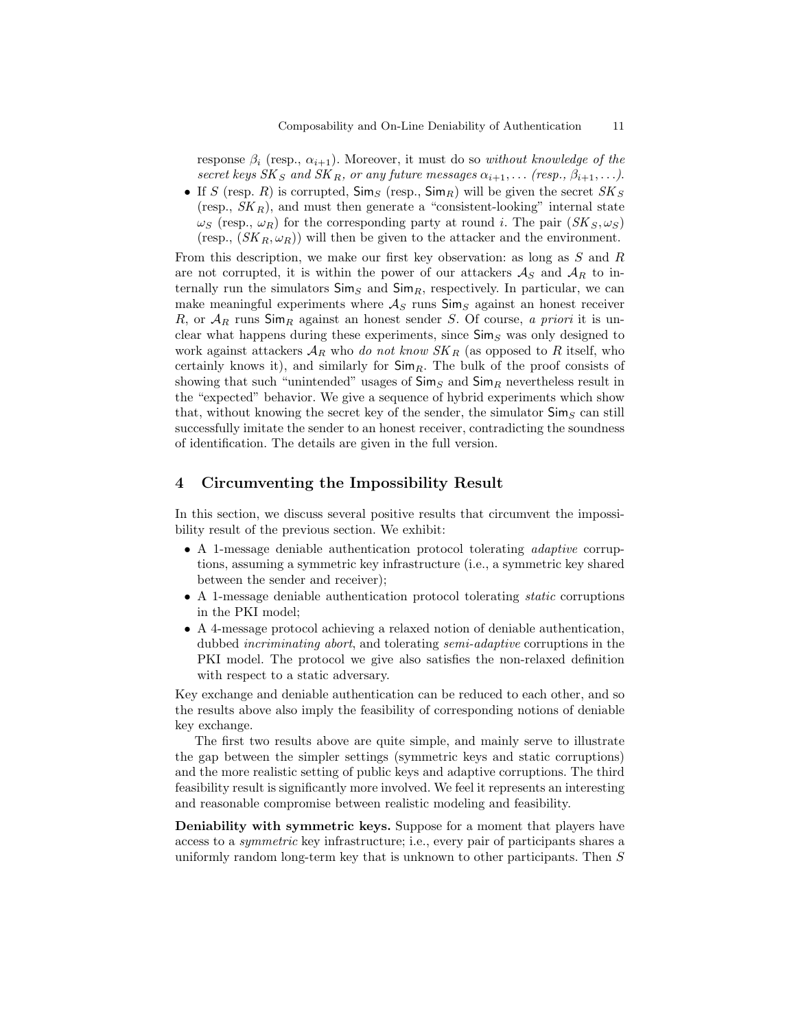response $\beta_i$ (resp., $\alpha_{i+1}$). Moreover, it must do so *without knowledge of the secret keys $SK_S$ and $SK_R$, or any future messages $\alpha_{i+1}, \ldots$ (resp., $\beta_{i+1}, \ldots$).*

- If $S$ (resp. $R$) is corrupted, $\mathsf{Sim}_S$ (resp., $\mathsf{Sim}_R$) will be given the secret $SK_S$ (resp., $SK_R$), and must then generate a "consistent-looking" internal state $\omega_S$ (resp., $\omega_R$) for the corresponding party at round $i$. The pair $(SK_S, \omega_S)$ (resp., $(SK_R, \omega_R)$) will then be given to the attacker and the environment.

From this description, we make our first key observation: as long as $S$ and $R$ are not corrupted, it is within the power of our attackers $\mathcal{A}_S$ and $\mathcal{A}_R$ to internally run the simulators $\mathsf{Sim}_S$ and $\mathsf{Sim}_R$, respectively. In particular, we can make meaningful experiments where $\mathcal{A}_S$ runs $\mathsf{Sim}_S$ against an honest receiver $R$, or $\mathcal{A}_R$ runs $\mathsf{Sim}_R$ against an honest sender $S$. Of course, *a priori* it is unclear what happens during these experiments, since $\mathsf{Sim}_S$ was only designed to work against attackers $\mathcal{A}_R$ who *do not know* $SK_R$ (as opposed to $R$ itself, who certainly knows it), and similarly for $\mathsf{Sim}_R$. The bulk of the proof consists of showing that such "unintended" usages of $\mathsf{Sim}_S$ and $\mathsf{Sim}_R$ nevertheless result in the "expected" behavior. We give a sequence of hybrid experiments which show that, without knowing the secret key of the sender, the simulator $\mathsf{Sim}_S$ can still successfully imitate the sender to an honest receiver, contradicting the soundness of identification. The details are given in the full version.

## 4 Circumventing the Impossibility Result

In this section, we discuss several positive results that circumvent the impossibility result of the previous section. We exhibit:

- A 1-message deniable authentication protocol tolerating *adaptive* corruptions, assuming a symmetric key infrastructure (i.e., a symmetric key shared between the sender and receiver);
- A 1-message deniable authentication protocol tolerating *static* corruptions in the PKI model;
- A 4-message protocol achieving a relaxed notion of deniable authentication, dubbed *incriminating abort*, and tolerating *semi-adaptive* corruptions in the PKI model. The protocol we give also satisfies the non-relaxed definition with respect to a static adversary.

Key exchange and deniable authentication can be reduced to each other, and so the results above also imply the feasibility of corresponding notions of deniable key exchange.

The first two results above are quite simple, and mainly serve to illustrate the gap between the simpler settings (symmetric keys and static corruptions) and the more realistic setting of public keys and adaptive corruptions. The third feasibility result is significantly more involved. We feel it represents an interesting and reasonable compromise between realistic modeling and feasibility.

**Deniability with symmetric keys.** Suppose for a moment that players have access to a *symmetric* key infrastructure; i.e., every pair of participants shares a uniformly random long-term key that is unknown to other participants. Then $S$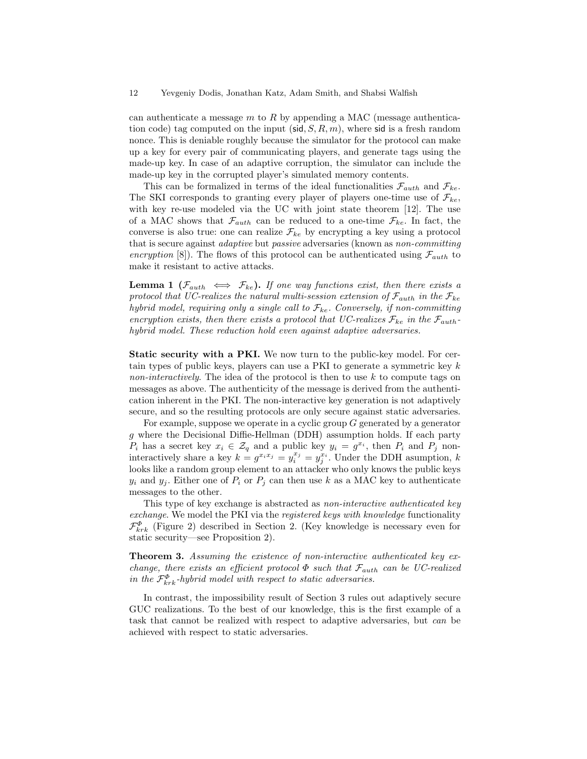can authenticate a message $m$ to $R$ by appending a MAC (message authentication code) tag computed on the input $(\mathsf{sid}, S, R, m)$, where $\mathsf{sid}$ is a fresh random nonce. This is deniable roughly because the simulator for the protocol can make up a key for every pair of communicating players, and generate tags using the made-up key. In case of an adaptive corruption, the simulator can include the made-up key in the corrupted player's simulated memory contents.

This can be formalized in terms of the ideal functionalities $\mathcal{F}_{auth}$ and $\mathcal{F}_{ke}$. The SKI corresponds to granting every player of players one-time use of $\mathcal{F}_{ke}$, with key re-use modeled via the UC with joint state theorem [12]. The use of a MAC shows that $\mathcal{F}_{auth}$ can be reduced to a one-time $\mathcal{F}_{ke}$. In fact, the converse is also true: one can realize $\mathcal{F}_{ke}$ by encrypting a key using a protocol that is secure against *adaptive* but *passive* adversaries (known as *non-committing encryption* [8]). The flows of this protocol can be authenticated using $\mathcal{F}_{auth}$ to make it resistant to active attacks.

**Lemma 1 ($\mathcal{F}_{auth} \iff \mathcal{F}_{ke}$).** *If one way functions exist, then there exists a protocol that UC-realizes the natural multi-session extension of $\mathcal{F}_{auth}$ in the $\mathcal{F}_{ke}$ hybrid model, requiring only a single call to $\mathcal{F}_{ke}$. Conversely, if non-committing encryption exists, then there exists a protocol that UC-realizes $\mathcal{F}_{ke}$ in the $\mathcal{F}_{auth}$-hybrid model. These reduction hold even against adaptive adversaries.*

**Static security with a PKI.** We now turn to the public-key model. For certain types of public keys, players can use a PKI to generate a symmetric key $k$ *non-interactively*. The idea of the protocol is then to use $k$ to compute tags on messages as above. The authenticity of the message is derived from the authentication inherent in the PKI. The non-interactive key generation is not adaptively secure, and so the resulting protocols are only secure against static adversaries.

For example, suppose we operate in a cyclic group $G$ generated by a generator $g$ where the Decisional Diffie-Hellman (DDH) assumption holds. If each party $P_i$ has a secret key $x_i \in \mathcal{Z}_q$ and a public key $y_i = g^{x_i}$, then $P_i$ and $P_j$ non-interactively share a key $k = g^{x_i x_j} = y_i^{x_j} = y_j^{x_i}$. Under the DDH asumption, $k$ looks like a random group element to an attacker who only knows the public keys $y_i$ and $y_j$. Either one of $P_i$ or $P_j$ can then use $k$ as a MAC key to authenticate messages to the other.

This type of key exchange is abstracted as *non-interactive authenticated key exchange*. We model the PKI via the *registered keys with knowledge* functionality $\mathcal{F}_{krk}^{\Phi}$ (Figure 2) described in Section 2. (Key knowledge is necessary even for static security—see Proposition 2).

**Theorem 3.** *Assuming the existence of non-interactive authenticated key exchange, there exists an efficient protocol $\Phi$ such that $\mathcal{F}_{auth}$ can be UC-realized in the $\mathcal{F}_{krk}^{\Phi}$-hybrid model with respect to static adversaries.*

In contrast, the impossibility result of Section 3 rules out adaptively secure GUC realizations. To the best of our knowledge, this is the first example of a task that cannot be realized with respect to adaptive adversaries, but *can* be achieved with respect to static adversaries.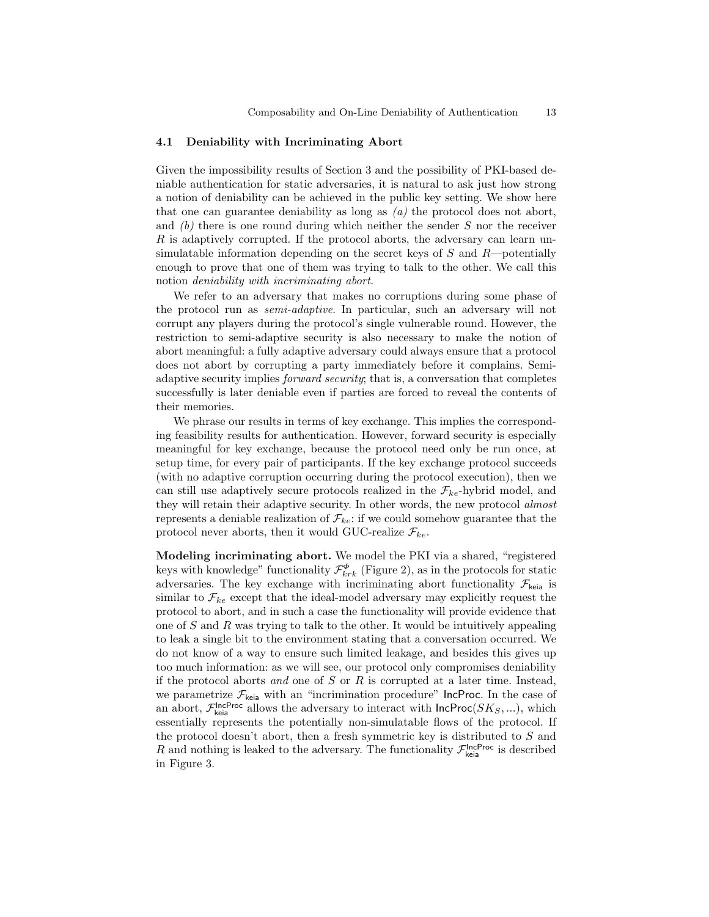### 4.1 Deniability with Incriminating Abort

Given the impossibility results of Section 3 and the possibility of PKI-based deniable authentication for static adversaries, it is natural to ask just how strong a notion of deniability can be achieved in the public key setting. We show here that one can guarantee deniability as long as *(a)* the protocol does not abort, and *(b)* there is one round during which neither the sender $S$ nor the receiver $R$ is adaptively corrupted. If the protocol aborts, the adversary can learn unsimulatable information depending on the secret keys of $S$ and $R$—potentially enough to prove that one of them was trying to talk to the other. We call this notion *deniability with incriminating abort*.

We refer to an adversary that makes no corruptions during some phase of the protocol run as *semi-adaptive*. In particular, such an adversary will not corrupt any players during the protocol's single vulnerable round. However, the restriction to semi-adaptive security is also necessary to make the notion of abort meaningful: a fully adaptive adversary could always ensure that a protocol does not abort by corrupting a party immediately before it complains. Semi-adaptive security implies *forward security*; that is, a conversation that completes successfully is later deniable even if parties are forced to reveal the contents of their memories.

We phrase our results in terms of key exchange. This implies the corresponding feasibility results for authentication. However, forward security is especially meaningful for key exchange, because the protocol need only be run once, at setup time, for every pair of participants. If the key exchange protocol succeeds (with no adaptive corruption occurring during the protocol execution), then we can still use adaptively secure protocols realized in the $\mathcal{F}_{ke}$-hybrid model, and they will retain their adaptive security. In other words, the new protocol *almost* represents a deniable realization of $\mathcal{F}_{ke}$: if we could somehow guarantee that the protocol never aborts, then it would GUC-realize $\mathcal{F}_{ke}$.

**Modeling incriminating abort.** We model the PKI via a shared, "registered keys with knowledge" functionality $\mathcal{F}_{krk}^{\Phi}$ (Figure 2), as in the protocols for static adversaries. The key exchange with incriminating abort functionality $\mathcal{F}_{\mathsf{keia}}$ is similar to $\mathcal{F}_{ke}$ except that the ideal-model adversary may explicitly request the protocol to abort, and in such a case the functionality will provide evidence that one of $S$ and $R$ was trying to talk to the other. It would be intuitively appealing to leak a single bit to the environment stating that a conversation occurred. We do not know of a way to ensure such limited leakage, and besides this gives up too much information: as we will see, our protocol only compromises deniability if the protocol aborts *and* one of $S$ or $R$ is corrupted at a later time. Instead, we parametrize $\mathcal{F}_{\mathsf{keia}}$ with an "incrimination procedure" $\mathsf{IncProc}$. In the case of an abort, $\mathcal{F}_{\mathsf{keia}}^{\mathsf{IncProc}}$ allows the adversary to interact with $\mathsf{IncProc}(SK_S, ...)$, which essentially represents the potentially non-simulatable flows of the protocol. If the protocol doesn't abort, then a fresh symmetric key is distributed to $S$ and $R$ and nothing is leaked to the adversary. The functionality $\mathcal{F}_{\mathsf{keia}}^{\mathsf{IncProc}}$ is described in Figure 3.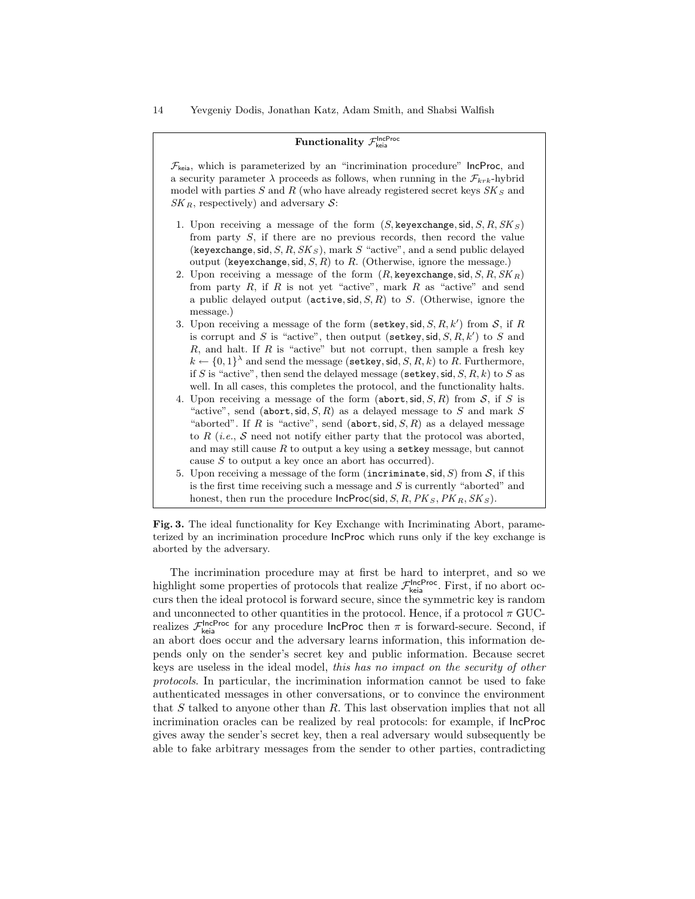**Functionality $\mathcal{F}_{\mathsf{keia}}^{\mathsf{IncProc}}$**

$\mathcal{F}_{\mathsf{keia}}$, which is parameterized by an "incrimination procedure" IncProc, and a security parameter $\lambda$ proceeds as follows, when running in the $\mathcal{F}_{krk}$-hybrid model with parties $S$ and $R$ (who have already registered secret keys $SK_S$ and $SK_R$, respectively) and adversary $\mathcal{S}$:

1. Upon receiving a message of the form $(S, \texttt{keyexchange}, \mathsf{sid}, S, R, SK_S)$ from party $S$, if there are no previous records, then record the value $(\texttt{keyexchange}, \mathsf{sid}, S, R, SK_S)$, mark $S$ "active", and a send public delayed output $(\texttt{keyexchange}, \mathsf{sid}, S, R)$ to $R$. (Otherwise, ignore the message.)
2. Upon receiving a message of the form $(R, \texttt{keyexchange}, \mathsf{sid}, S, R, SK_R)$ from party $R$, if $R$ is not yet "active", mark $R$ as "active" and send a public delayed output $(\texttt{active}, \mathsf{sid}, S, R)$ to $S$. (Otherwise, ignore the message.)
3. Upon receiving a message of the form $(\texttt{setkey}, \mathsf{sid}, S, R, k')$ from $\mathcal{S}$, if $R$ is corrupt and $S$ is "active", then output $(\texttt{setkey}, \mathsf{sid}, S, R, k')$ to $S$ and $R$, and halt. If $R$ is "active" but not corrupt, then sample a fresh key $k \leftarrow \{0,1\}^\lambda$ and send the message $(\texttt{setkey}, \mathsf{sid}, S, R, k)$ to $R$. Furthermore, if $S$ is "active", then send the delayed message $(\texttt{setkey}, \mathsf{sid}, S, R, k)$ to $S$ as well. In all cases, this completes the protocol, and the functionality halts.
4. Upon receiving a message of the form $(\texttt{abort}, \mathsf{sid}, S, R)$ from $\mathcal{S}$, if $S$ is "active", send $(\texttt{abort}, \mathsf{sid}, S, R)$ as a delayed message to $S$ and mark $S$ "aborted". If $R$ is "active", send $(\texttt{abort}, \mathsf{sid}, S, R)$ as a delayed message to $R$ (*i.e.*, $\mathcal{S}$ need not notify either party that the protocol was aborted, and may still cause $R$ to output a key using a $\texttt{setkey}$ message, but cannot cause $S$ to output a key once an abort has occurred).
5. Upon receiving a message of the form $(\texttt{incriminate}, \mathsf{sid}, S)$ from $\mathcal{S}$, if this is the first time receiving such a message and $S$ is currently "aborted" and honest, then run the procedure $\mathsf{IncProc}(\mathsf{sid}, S, R, PK_S, PK_R, SK_S)$.

**Fig. 3.** The ideal functionality for Key Exchange with Incriminating Abort, parameterized by an incrimination procedure IncProc which runs only if the key exchange is aborted by the adversary.

The incrimination procedure may at first be hard to interpret, and so we highlight some properties of protocols that realize $\mathcal{F}_{\mathsf{keia}}^{\mathsf{IncProc}}$. First, if no abort occurs then the ideal protocol is forward secure, since the symmetric key is random and unconnected to other quantities in the protocol. Hence, if a protocol $\pi$ GUC-realizes $\mathcal{F}_{\mathsf{keia}}^{\mathsf{IncProc}}$ for any procedure IncProc then $\pi$ is forward-secure. Second, if an abort does occur and the adversary learns information, this information depends only on the sender's secret key and public information. Because secret keys are useless in the ideal model, *this has no impact on the security of other protocols*. In particular, the incrimination information cannot be used to fake authenticated messages in other conversations, or to convince the environment that $S$ talked to anyone other than $R$. This last observation implies that not all incrimination oracles can be realized by real protocols: for example, if IncProc gives away the sender's secret key, then a real adversary would subsequently be able to fake arbitrary messages from the sender to other parties, contradicting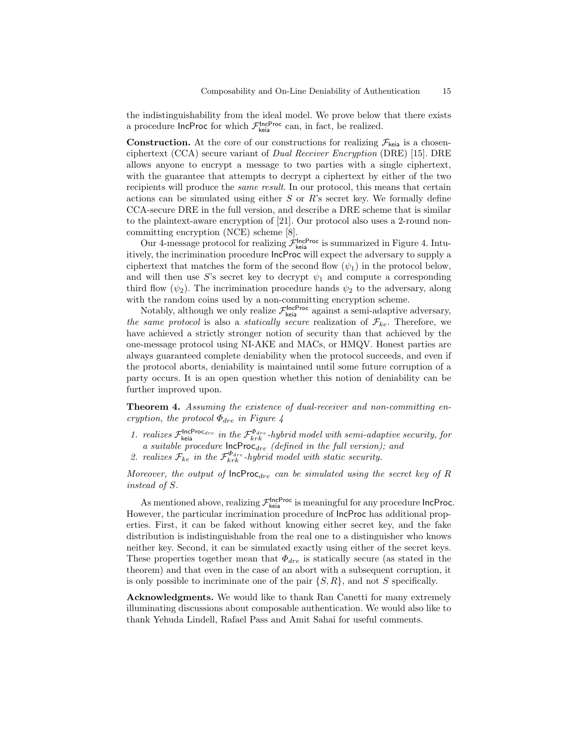the indistinguishability from the ideal model. We prove below that there exists a procedure IncProc for which $\mathcal{F}_{\mathsf{keia}}^{\mathsf{IncProc}}$ can, in fact, be realized.

**Construction.** At the core of our constructions for realizing $\mathcal{F}_{\mathsf{keia}}$ is a chosen-ciphertext (CCA) secure variant of *Dual Receiver Encryption* (DRE) [15]. DRE allows anyone to encrypt a message to two parties with a single ciphertext, with the guarantee that attempts to decrypt a ciphertext by either of the two recipients will produce the *same result*. In our protocol, this means that certain actions can be simulated using either $S$ or $R$'s secret key. We formally define CCA-secure DRE in the full version, and describe a DRE scheme that is similar to the plaintext-aware encryption of [21]. Our protocol also uses a 2-round non-committing encryption (NCE) scheme [8].

Our 4-message protocol for realizing $\mathcal{F}_{\mathsf{keia}}^{\mathsf{IncProc}}$ is summarized in Figure 4. Intuitively, the incrimination procedure IncProc will expect the adversary to supply a ciphertext that matches the form of the second flow ($\psi_1$) in the protocol below, and will then use $S$'s secret key to decrypt $\psi_1$ and compute a corresponding third flow ($\psi_2$). The incrimination procedure hands $\psi_2$ to the adversary, along with the random coins used by a non-committing encryption scheme.

Notably, although we only realize $\mathcal{F}_{\mathsf{keia}}^{\mathsf{IncProc}}$ against a semi-adaptive adversary, *the same protocol* is also a *statically secure* realization of $\mathcal{F}_{ke}$. Therefore, we have achieved a strictly stronger notion of security than that achieved by the one-message protocol using NI-AKE and MACs, or HMQV. Honest parties are always guaranteed complete deniability when the protocol succeeds, and even if the protocol aborts, deniability is maintained until some future corruption of a party occurs. It is an open question whether this notion of deniability can be further improved upon.

**Theorem 4.** *Assuming the existence of dual-receiver and non-committing encryption, the protocol $\Phi_{dre}$ in Figure 4*

1. *realizes $\mathcal{F}_{\mathsf{keia}}^{\mathsf{IncProc}_{dre}}$ in the $\mathcal{F}_{krk}^{\Phi_{dre}}$-hybrid model with semi-adaptive security, for a suitable procedure $\mathsf{IncProc}_{dre}$ (defined in the full version); and*
2. *realizes $\mathcal{F}_{ke}$ in the $\mathcal{F}_{krk}^{\Phi_{dre}}$-hybrid model with static security.*

*Moreover, the output of $\mathsf{IncProc}_{dre}$ can be simulated using the secret key of $R$ instead of $S$.*

As mentioned above, realizing $\mathcal{F}_{\mathsf{keia}}^{\mathsf{IncProc}}$ is meaningful for any procedure IncProc. However, the particular incrimination procedure of IncProc has additional properties. First, it can be faked without knowing either secret key, and the fake distribution is indistinguishable from the real one to a distinguisher who knows neither key. Second, it can be simulated exactly using either of the secret keys. These properties together mean that $\Phi_{dre}$ is statically secure (as stated in the theorem) and that even in the case of an abort with a subsequent corruption, it is only possible to incriminate one of the pair $\{S, R\}$, and not $S$ specifically.

**Acknowledgments.** We would like to thank Ran Canetti for many extremely illuminating discussions about composable authentication. We would also like to thank Yehuda Lindell, Rafael Pass and Amit Sahai for useful comments.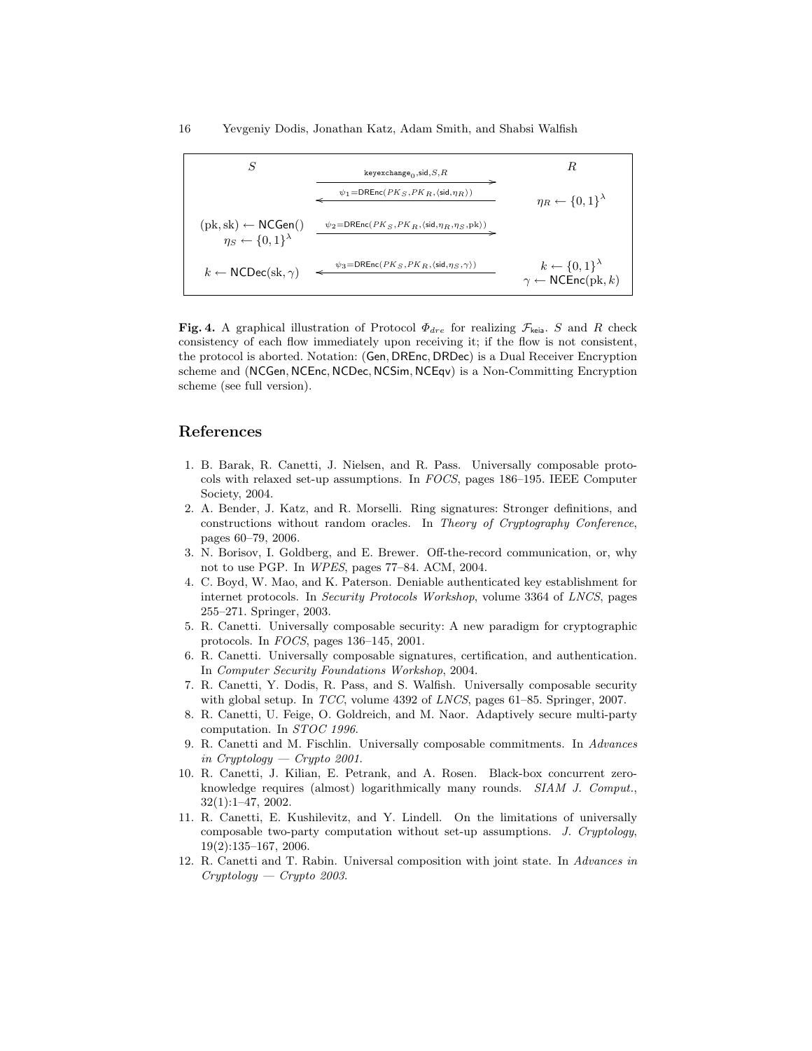| $S$ | | $R$ |
|---|---|---|
| | $\xrightarrow{\mathsf{keyexchange}_0, \mathsf{sid}, S, R}$ | |
| | $\xleftarrow{\psi_1 = \mathsf{DREnc}(PK_S, PK_R, \langle \mathsf{sid}, \eta_R \rangle)}$ | $\eta_R \leftarrow \{0,1\}^\lambda$ |
| $(\mathrm{pk}, \mathrm{sk}) \leftarrow \mathsf{NCGen}()$<br>$\eta_S \leftarrow \{0,1\}^\lambda$ | $\xrightarrow{\psi_2 = \mathsf{DREnc}(PK_S, PK_R, \langle \mathsf{sid}, \eta_R, \eta_S, \mathrm{pk} \rangle)}$ | |
| $k \leftarrow \mathsf{NCDec}(\mathrm{sk}, \gamma)$ | $\xleftarrow{\psi_3 = \mathsf{DREnc}(PK_S, PK_R, \langle \mathsf{sid}, \eta_S, \gamma \rangle)}$ | $k \leftarrow \{0,1\}^\lambda$<br>$\gamma \leftarrow \mathsf{NCEnc}(\mathrm{pk}, k)$ |

**Fig. 4.** A graphical illustration of Protocol $\Phi_{dre}$ for realizing $\mathcal{F}_{\mathsf{keia}}$. $S$ and $R$ check consistency of each flow immediately upon receiving it; if the flow is not consistent, the protocol is aborted. Notation: ($\mathsf{Gen}, \mathsf{DREnc}, \mathsf{DRDec}$) is a Dual Receiver Encryption scheme and ($\mathsf{NCGen}, \mathsf{NCEnc}, \mathsf{NCDec}, \mathsf{NCSim}, \mathsf{NCEqv}$) is a Non-Committing Encryption scheme (see full version).

## References

1. B. Barak, R. Canetti, J. Nielsen, and R. Pass. Universally composable protocols with relaxed set-up assumptions. In *FOCS*, pages 186–195. IEEE Computer Society, 2004.
2. A. Bender, J. Katz, and R. Morselli. Ring signatures: Stronger definitions, and constructions without random oracles. In *Theory of Cryptography Conference*, pages 60–79, 2006.
3. N. Borisov, I. Goldberg, and E. Brewer. Off-the-record communication, or, why not to use PGP. In *WPES*, pages 77–84. ACM, 2004.
4. C. Boyd, W. Mao, and K. Paterson. Deniable authenticated key establishment for internet protocols. In *Security Protocols Workshop*, volume 3364 of *LNCS*, pages 255–271. Springer, 2003.
5. R. Canetti. Universally composable security: A new paradigm for cryptographic protocols. In *FOCS*, pages 136–145, 2001.
6. R. Canetti. Universally composable signatures, certification, and authentication. In *Computer Security Foundations Workshop*, 2004.
7. R. Canetti, Y. Dodis, R. Pass, and S. Walfish. Universally composable security with global setup. In *TCC*, volume 4392 of *LNCS*, pages 61–85. Springer, 2007.
8. R. Canetti, U. Feige, O. Goldreich, and M. Naor. Adaptively secure multi-party computation. In *STOC 1996*.
9. R. Canetti and M. Fischlin. Universally composable commitments. In *Advances in Cryptology — Crypto 2001*.
10. R. Canetti, J. Kilian, E. Petrank, and A. Rosen. Black-box concurrent zero-knowledge requires (almost) logarithmically many rounds. *SIAM J. Comput.*, 32(1):1–47, 2002.
11. R. Canetti, E. Kushilevitz, and Y. Lindell. On the limitations of universally composable two-party computation without set-up assumptions. *J. Cryptology*, 19(2):135–167, 2006.
12. R. Canetti and T. Rabin. Universal composition with joint state. In *Advances in Cryptology — Crypto 2003*.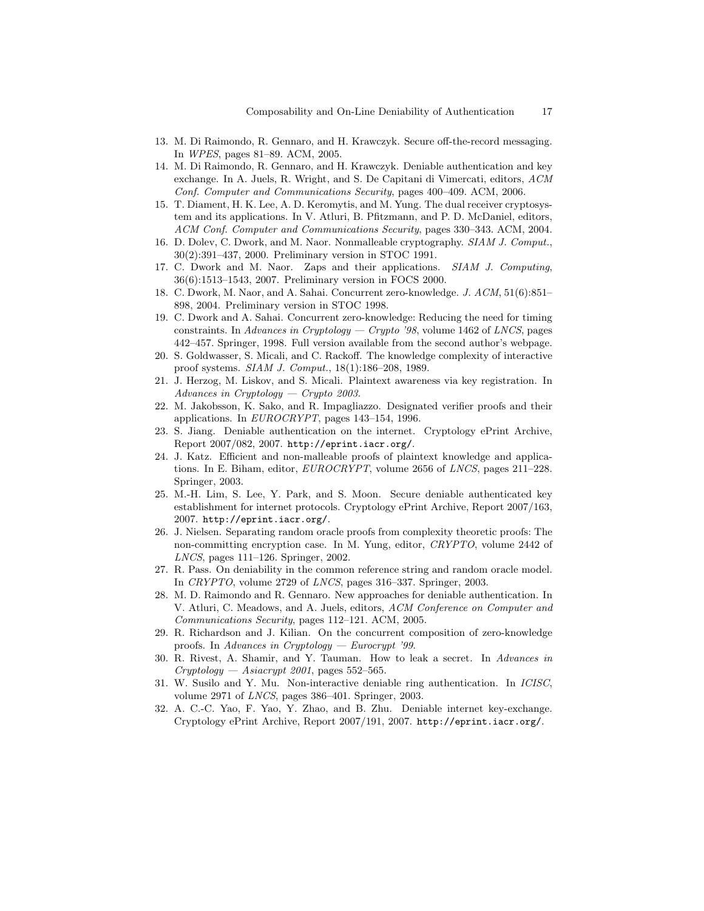13. M. Di Raimondo, R. Gennaro, and H. Krawczyk. Secure off-the-record messaging. In *WPES*, pages 81–89. ACM, 2005.
14. M. Di Raimondo, R. Gennaro, and H. Krawczyk. Deniable authentication and key exchange. In A. Juels, R. Wright, and S. De Capitani di Vimercati, editors, *ACM Conf. Computer and Communications Security*, pages 400–409. ACM, 2006.
15. T. Diament, H. K. Lee, A. D. Keromytis, and M. Yung. The dual receiver cryptosystem and its applications. In V. Atluri, B. Pfitzmann, and P. D. McDaniel, editors, *ACM Conf. Computer and Communications Security*, pages 330–343. ACM, 2004.
16. D. Dolev, C. Dwork, and M. Naor. Nonmalleable cryptography. *SIAM J. Comput.*, 30(2):391–437, 2000. Preliminary version in STOC 1991.
17. C. Dwork and M. Naor. Zaps and their applications. *SIAM J. Computing*, 36(6):1513–1543, 2007. Preliminary version in FOCS 2000.
18. C. Dwork, M. Naor, and A. Sahai. Concurrent zero-knowledge. *J. ACM*, 51(6):851–898, 2004. Preliminary version in STOC 1998.
19. C. Dwork and A. Sahai. Concurrent zero-knowledge: Reducing the need for timing constraints. In *Advances in Cryptology — Crypto '98*, volume 1462 of *LNCS*, pages 442–457. Springer, 1998. Full version available from the second author's webpage.
20. S. Goldwasser, S. Micali, and C. Rackoff. The knowledge complexity of interactive proof systems. *SIAM J. Comput.*, 18(1):186–208, 1989.
21. J. Herzog, M. Liskov, and S. Micali. Plaintext awareness via key registration. In *Advances in Cryptology — Crypto 2003*.
22. M. Jakobsson, K. Sako, and R. Impagliazzo. Designated verifier proofs and their applications. In *EUROCRYPT*, pages 143–154, 1996.
23. S. Jiang. Deniable authentication on the internet. Cryptology ePrint Archive, Report 2007/082, 2007. `http://eprint.iacr.org/`.
24. J. Katz. Efficient and non-malleable proofs of plaintext knowledge and applications. In E. Biham, editor, *EUROCRYPT*, volume 2656 of *LNCS*, pages 211–228. Springer, 2003.
25. M.-H. Lim, S. Lee, Y. Park, and S. Moon. Secure deniable authenticated key establishment for internet protocols. Cryptology ePrint Archive, Report 2007/163, 2007. `http://eprint.iacr.org/`.
26. J. Nielsen. Separating random oracle proofs from complexity theoretic proofs: The non-committing encryption case. In M. Yung, editor, *CRYPTO*, volume 2442 of *LNCS*, pages 111–126. Springer, 2002.
27. R. Pass. On deniability in the common reference string and random oracle model. In *CRYPTO*, volume 2729 of *LNCS*, pages 316–337. Springer, 2003.
28. M. D. Raimondo and R. Gennaro. New approaches for deniable authentication. In V. Atluri, C. Meadows, and A. Juels, editors, *ACM Conference on Computer and Communications Security*, pages 112–121. ACM, 2005.
29. R. Richardson and J. Kilian. On the concurrent composition of zero-knowledge proofs. In *Advances in Cryptology — Eurocrypt '99*.
30. R. Rivest, A. Shamir, and Y. Tauman. How to leak a secret. In *Advances in Cryptology — Asiacrypt 2001*, pages 552–565.
31. W. Susilo and Y. Mu. Non-interactive deniable ring authentication. In *ICISC*, volume 2971 of *LNCS*, pages 386–401. Springer, 2003.
32. A. C.-C. Yao, F. Yao, Y. Zhao, and B. Zhu. Deniable internet key-exchange. Cryptology ePrint Archive, Report 2007/191, 2007. `http://eprint.iacr.org/`.